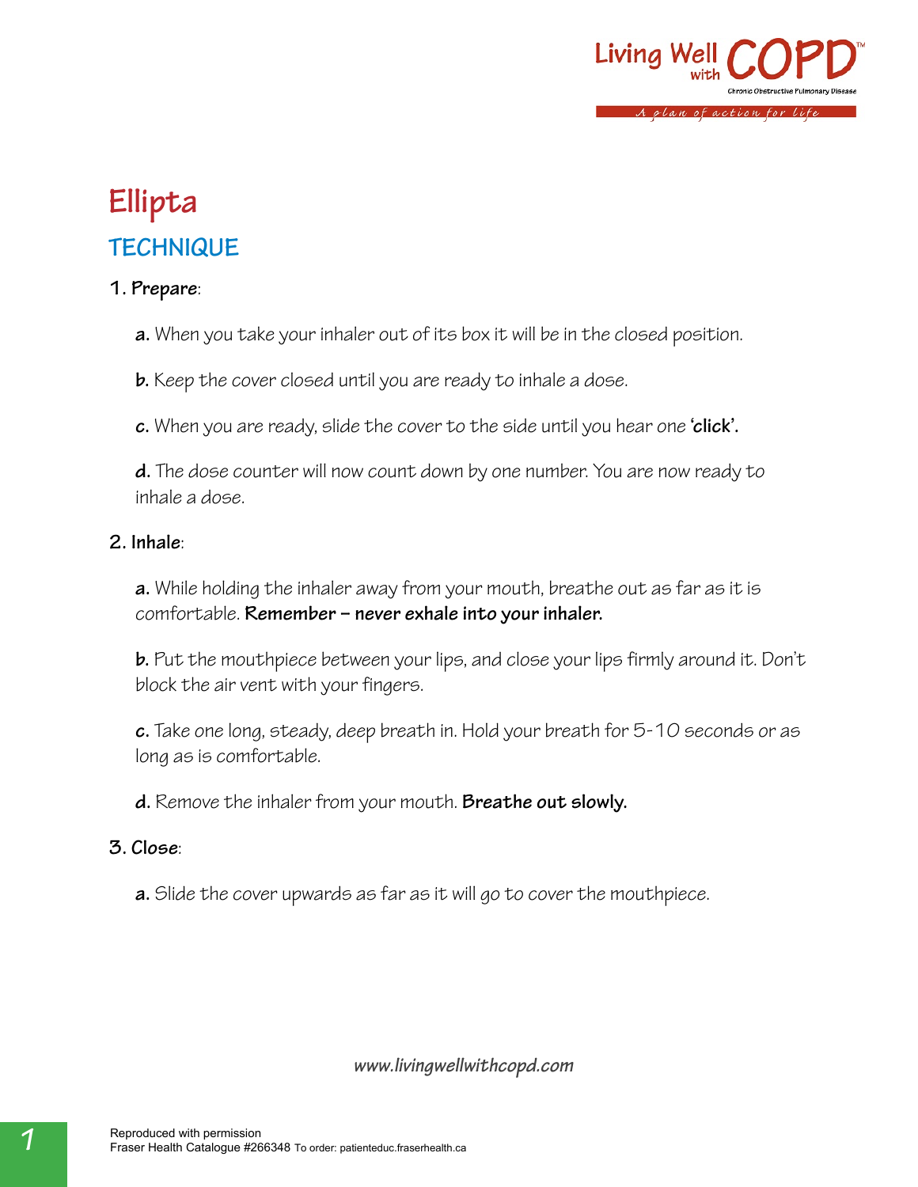# Ellipta

## TECHNIQUE

**1. Prepare**:

**a.** When you take your inhaler out of its box it will be in the closed position.

**b.** Keep the cover closed until you are ready to inhale a dose.

**c.** When you are ready, slide the cover to the side until you hear one **'click'.**

**d.** The dose counter will now count down by one number. You are now ready to inhale a dose.

**2. Inhale**:

**a.** While holding the inhaler away from your mouth, breathe out as far as it is comfortable. **Remember – never exhale into your inhaler.**

**b.** Put the mouthpiece between your lips, and close your lips firmly around it. Don't block the air vent with your fingers.

**c.** Take one long, steady, deep breath in. Hold your breath for 5-10 seconds or as long as is comfortable.

**d.** Remove the inhaler from your mouth. **Breathe out slowly.**

**3. Close**:

**a.** Slide the cover upwards as far as it will go to cover the mouthpiece.

*www.livingwellwithcopd.com*

Reproduced with permission
Fraser Health Catalogue #266348 To order: patienteduc.fraserhealth.ca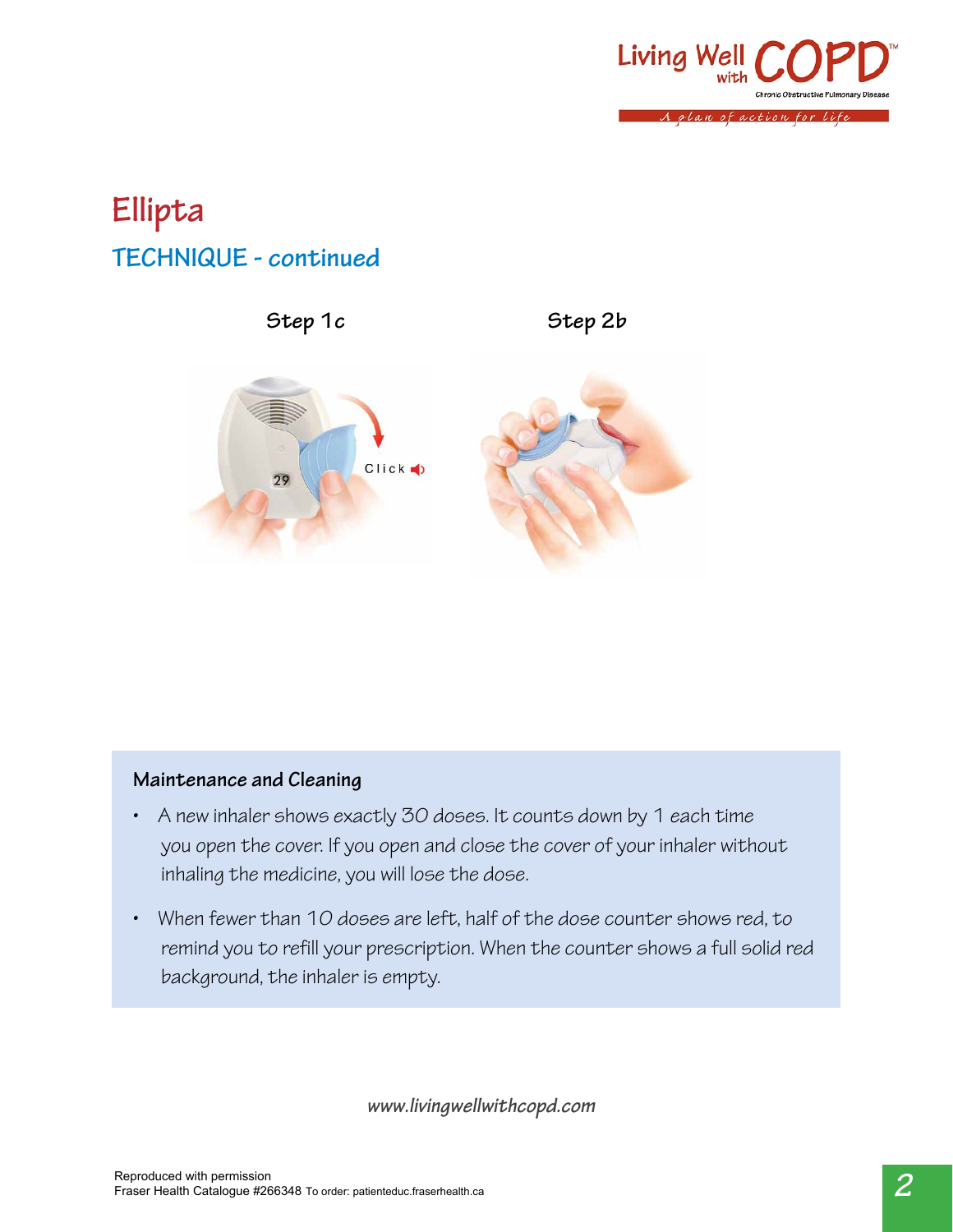# Ellipta

## TECHNIQUE - *continued*

Step 1c

29

Click

Step 2b

### Maintenance and Cleaning

- A new inhaler shows exactly 30 doses. It counts down by 1 each time you open the cover. If you open and close the cover of your inhaler without inhaling the medicine, you will lose the dose.
- When fewer than 10 doses are left, half of the dose counter shows red, to remind you to refill your prescription. When the counter shows a full solid red background, the inhaler is empty.

*www.livingwellwithcopd.com*

Reproduced with permission
Fraser Health Catalogue #266348 To order: patienteduc.fraserhealth.ca